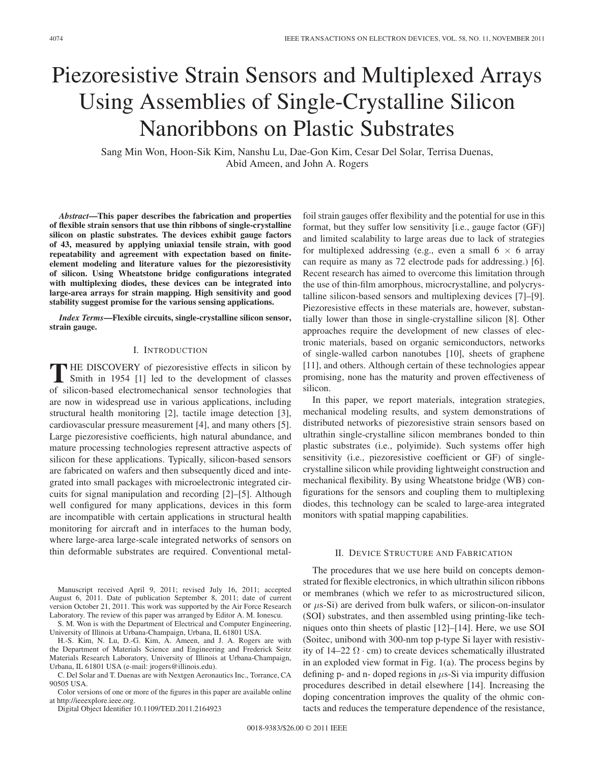# Piezoresistive Strain Sensors and Multiplexed Arrays Using Assemblies of Single-Crystalline Silicon Nanoribbons on Plastic Substrates

Sang Min Won, Hoon-Sik Kim, Nanshu Lu, Dae-Gon Kim, Cesar Del Solar, Terrisa Duenas, Abid Ameen, and John A. Rogers

***Abstract*—This paper describes the fabrication and properties of flexible strain sensors that use thin ribbons of single-crystalline silicon on plastic substrates. The devices exhibit gauge factors of 43, measured by applying uniaxial tensile strain, with good repeatability and agreement with expectation based on finite-element modeling and literature values for the piezoresistivity of silicon. Using Wheatstone bridge configurations integrated with multiplexing diodes, these devices can be integrated into large-area arrays for strain mapping. High sensitivity and good stability suggest promise for the various sensing applications.**

***Index Terms*—Flexible circuits, single-crystalline silicon sensor, strain gauge.**

## I. Introduction

The discovery of piezoresistive effects in silicon by Smith in 1954 [1] led to the development of classes of silicon-based electromechanical sensor technologies that are now in widespread use in various applications, including structural health monitoring [2], tactile image detection [3], cardiovascular pressure measurement [4], and many others [5]. Large piezoresistive coefficients, high natural abundance, and mature processing technologies represent attractive aspects of silicon for these applications. Typically, silicon-based sensors are fabricated on wafers and then subsequently diced and integrated into small packages with microelectronic integrated circuits for signal manipulation and recording [2]–[5]. Although well configured for many applications, devices in this form are incompatible with certain applications in structural health monitoring for aircraft and in interfaces to the human body, where large-area large-scale integrated networks of sensors on thin deformable substrates are required. Conventional metal-foil strain gauges offer flexibility and the potential for use in this format, but they suffer low sensitivity [i.e., gauge factor (GF)] and limited scalability to large areas due to lack of strategies for multiplexed addressing (e.g., even a small $6 \times 6$ array can require as many as 72 electrode pads for addressing.) [6]. Recent research has aimed to overcome this limitation through the use of thin-film amorphous, microcrystalline, and polycrystalline silicon-based sensors and multiplexing devices [7]–[9]. Piezoresistive effects in these materials are, however, substantially lower than those in single-crystalline silicon [8]. Other approaches require the development of new classes of electronic materials, based on organic semiconductors, networks of single-walled carbon nanotubes [10], sheets of graphene [11], and others. Although certain of these technologies appear promising, none has the maturity and proven effectiveness of silicon.

In this paper, we report materials, integration strategies, mechanical modeling results, and system demonstrations of distributed networks of piezoresistive strain sensors based on ultrathin single-crystalline silicon membranes bonded to thin plastic substrates (i.e., polyimide). Such systems offer high sensitivity (i.e., piezoresistive coefficient or GF) of single-crystalline silicon while providing lightweight construction and mechanical flexibility. By using Wheatstone bridge (WB) configurations for the sensors and coupling them to multiplexing diodes, this technology can be scaled to large-area integrated monitors with spatial mapping capabilities.

## II. Device Structure and Fabrication

The procedures that we use here build on concepts demonstrated for flexible electronics, in which ultrathin silicon ribbons or membranes (which we refer to as microstructured silicon, or $\mu$s-Si) are derived from bulk wafers, or silicon-on-insulator (SOI) substrates, and then assembled using printing-like techniques onto thin sheets of plastic [12]–[14]. Here, we use SOI (Soitec, unibond with 300-nm top p-type Si layer with resistivity of 14–22 $\Omega \cdot$ cm) to create devices schematically illustrated in an exploded view format in Fig. 1(a). The process begins by defining p- and n- doped regions in $\mu$s-Si via impurity diffusion procedures described in detail elsewhere [14]. Increasing the doping concentration improves the quality of the ohmic contacts and reduces the temperature dependence of the resistance,

Manuscript received April 9, 2011; revised July 16, 2011; accepted August 6, 2011. Date of publication September 8, 2011; date of current version October 21, 2011. This work was supported by the Air Force Research Laboratory. The review of this paper was arranged by Editor A. M. Ionescu.

S. M. Won is with the Department of Electrical and Computer Engineering, University of Illinois at Urbana-Champaign, Urbana, IL 61801 USA.

H.-S. Kim, N. Lu, D.-G. Kim, A. Ameen, and J. A. Rogers are with the Department of Materials Science and Engineering and Frederick Seitz Materials Research Laboratory, University of Illinois at Urbana-Champaign, Urbana, IL 61801 USA (e-mail: jrogers@illinois.edu).

C. Del Solar and T. Duenas are with Nextgen Aeronautics Inc., Torrance, CA 90505 USA.

Color versions of one or more of the figures in this paper are available online at http://ieeexplore.ieee.org.

Digital Object Identifier 10.1109/TED.2011.2164923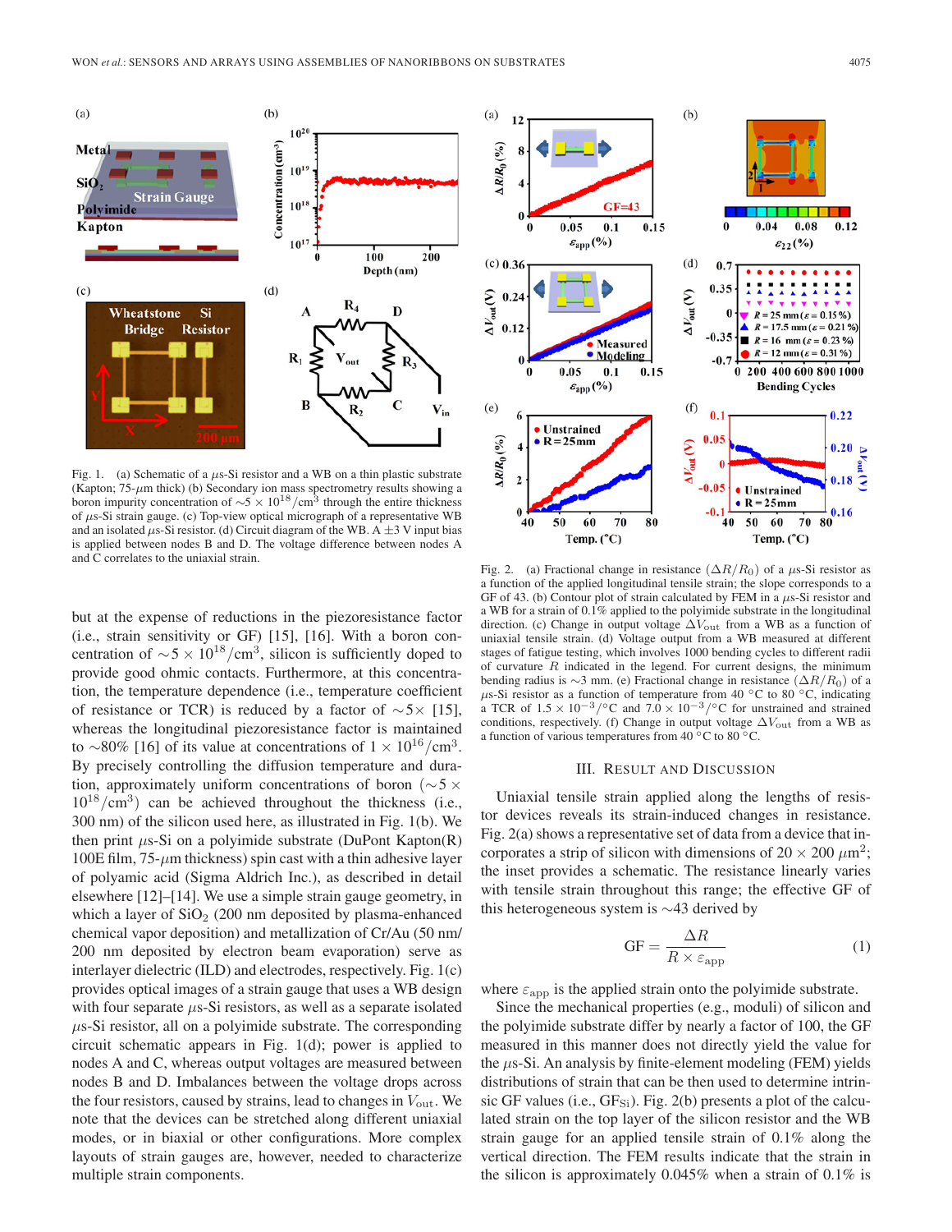Fig. 1. (a) Schematic of a $\mu$s-Si resistor and a WB on a thin plastic substrate (Kapton; 75-$\mu$m thick) (b) Secondary ion mass spectrometry results showing a boron impurity concentration of $\sim 5 \times 10^{18}/\text{cm}^3$ through the entire thickness of $\mu$s-Si strain gauge. (c) Top-view optical micrograph of a representative WB and an isolated $\mu$s-Si resistor. (d) Circuit diagram of the WB. A $\pm 3$ V input bias is applied between nodes B and D. The voltage difference between nodes A and C correlates to the uniaxial strain.

but at the expense of reductions in the piezoresistance factor (i.e., strain sensitivity or GF) [15], [16]. With a boron concentration of $\sim 5 \times 10^{18}/\text{cm}^3$, silicon is sufficiently doped to provide good ohmic contacts. Furthermore, at this concentration, the temperature dependence (i.e., temperature coefficient of resistance or TCR) is reduced by a factor of $\sim 5\times$ [15], whereas the longitudinal piezoresistance factor is maintained to $\sim$80% [16] of its value at concentrations of $1 \times 10^{16}/\text{cm}^3$. By precisely controlling the diffusion temperature and duration, approximately uniform concentrations of boron ($\sim 5 \times 10^{18}/\text{cm}^3$) can be achieved throughout the thickness (i.e., 300 nm) of the silicon used here, as illustrated in Fig. 1(b). We then print $\mu$s-Si on a polyimide substrate (DuPont Kapton(R) 100E film, 75-$\mu$m thickness) spin cast with a thin adhesive layer of polyamic acid (Sigma Aldrich Inc.), as described in detail elsewhere [12]–[14]. We use a simple strain gauge geometry, in which a layer of $SiO_2$ (200 nm deposited by plasma-enhanced chemical vapor deposition) and metallization of Cr/Au (50 nm/200 nm deposited by electron beam evaporation) serve as interlayer dielectric (ILD) and electrodes, respectively. Fig. 1(c) provides optical images of a strain gauge that uses a WB design with four separate $\mu$s-Si resistors, as well as a separate isolated $\mu$s-Si resistor, all on a polyimide substrate. The corresponding circuit schematic appears in Fig. 1(d); power is applied to nodes A and C, whereas output voltages are measured between nodes B and D. Imbalances between the voltage drops across the four resistors, caused by strains, lead to changes in $V_{\text{out}}$. We note that the devices can be stretched along different uniaxial modes, or in biaxial or other configurations. More complex layouts of strain gauges are, however, needed to characterize multiple strain components.

Fig. 2. (a) Fractional change in resistance ($\Delta R/R_0$) of a $\mu$s-Si resistor as a function of the applied longitudinal tensile strain; the slope corresponds to a GF of 43. (b) Contour plot of strain calculated by FEM in a $\mu$s-Si resistor and a WB for a strain of 0.1% applied to the polyimide substrate in the longitudinal direction. (c) Change in output voltage $\Delta V_{\text{out}}$ from a WB as a function of uniaxial tensile strain. (d) Voltage output from a WB measured at different stages of fatigue testing, which involves 1000 bending cycles to different radii of curvature $R$ indicated in the legend. For current designs, the minimum bending radius is $\sim$3 mm. (e) Fractional change in resistance ($\Delta R/R_0$) of a $\mu$s-Si resistor as a function of temperature from 40 °C to 80 °C, indicating a TCR of $1.5 \times 10^{-3}$/°C and $7.0 \times 10^{-3}$/°C for unstrained and strained conditions, respectively. (f) Change in output voltage $\Delta V_{\text{out}}$ from a WB as a function of various temperatures from 40 °C to 80 °C.

## III. Result and Discussion

Uniaxial tensile strain applied along the lengths of resistor devices reveals its strain-induced changes in resistance. Fig. 2(a) shows a representative set of data from a device that incorporates a strip of silicon with dimensions of $20 \times 200\ \mu\text{m}^2$; the inset provides a schematic. The resistance linearly varies with tensile strain throughout this range; the effective GF of this heterogeneous system is $\sim$43 derived by

$$\text{GF} = \frac{\Delta R}{R \times \varepsilon_{\text{app}}} \tag{1}$$

where $\varepsilon_{\text{app}}$ is the applied strain onto the polyimide substrate.

Since the mechanical properties (e.g., moduli) of silicon and the polyimide substrate differ by nearly a factor of 100, the GF measured in this manner does not directly yield the value for the $\mu$s-Si. An analysis by finite-element modeling (FEM) yields distributions of strain that can be then used to determine intrinsic GF values (i.e., $\text{GF}_{\text{Si}}$). Fig. 2(b) presents a plot of the calculated strain on the top layer of the silicon resistor and the WB strain gauge for an applied tensile strain of 0.1% along the vertical direction. The FEM results indicate that the strain in the silicon is approximately 0.045% when a strain of 0.1% is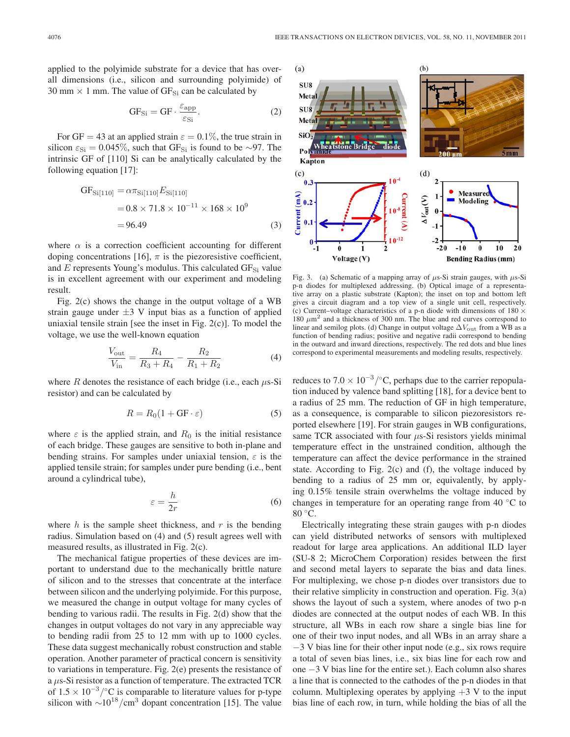applied to the polyimide substrate for a device that has overall dimensions (i.e., silicon and surrounding polyimide) of 30 mm × 1 mm. The value of $\mathrm{GF_{Si}}$ can be calculated by

$$\mathrm{GF_{Si}} = \mathrm{GF} \cdot \frac{\varepsilon_{\mathrm{app}}}{\varepsilon_{\mathrm{Si}}}. \tag{2}$$

For GF = 43 at an applied strain $\varepsilon = 0.1\%$, the true strain in silicon $\varepsilon_{\mathrm{Si}} = 0.045\%$, such that $\mathrm{GF_{Si}}$ is found to be ∼97. The intrinsic GF of [110] Si can be analytically calculated by the following equation [17]:

$$\begin{aligned}\mathrm{GF_{Si[110]}} &= \alpha \pi_{\mathrm{Si[110]}} E_{\mathrm{Si[110]}} \\ &= 0.8 \times 71.8 \times 10^{-11} \times 168 \times 10^{9} \\ &= 96.49\end{aligned} \tag{3}$$

where $\alpha$ is a correction coefficient accounting for different doping concentrations [16], $\pi$ is the piezoresistive coefficient, and $E$ represents Young's modulus. This calculated $\mathrm{GF_{Si}}$ value is in excellent agreement with our experiment and modeling result.

Fig. 2(c) shows the change in the output voltage of a WB strain gauge under ±3 V input bias as a function of applied uniaxial tensile strain [see the inset in Fig. 2(c)]. To model the voltage, we use the well-known equation

$$\frac{V_{\mathrm{out}}}{V_{\mathrm{in}}} = \frac{R_4}{R_3 + R_4} - \frac{R_2}{R_1 + R_2} \tag{4}$$

where $R$ denotes the resistance of each bridge (i.e., each $\mu$s-Si resistor) and can be calculated by

$$R = R_0 (1 + \mathrm{GF} \cdot \varepsilon) \tag{5}$$

where $\varepsilon$ is the applied strain, and $R_0$ is the initial resistance of each bridge. These gauges are sensitive to both in-plane and bending strains. For samples under uniaxial tension, $\varepsilon$ is the applied tensile strain; for samples under pure bending (i.e., bent around a cylindrical tube),

$$\varepsilon = \frac{h}{2r} \tag{6}$$

where $h$ is the sample sheet thickness, and $r$ is the bending radius. Simulation based on (4) and (5) result agrees well with measured results, as illustrated in Fig. 2(c).

The mechanical fatigue properties of these devices are important to understand due to the mechanically brittle nature of silicon and to the stresses that concentrate at the interface between silicon and the underlying polyimide. For this purpose, we measured the change in output voltage for many cycles of bending to various radii. The results in Fig. 2(d) show that the changes in output voltages do not vary in any appreciable way to bending radii from 25 to 12 mm with up to 1000 cycles. These data suggest mechanically robust construction and stable operation. Another parameter of practical concern is sensitivity to variations in temperature. Fig. 2(e) presents the resistance of a $\mu$s-Si resistor as a function of temperature. The extracted TCR of $1.5 \times 10^{-3}/^{\circ}\mathrm{C}$ is comparable to literature values for p-type silicon with $\sim 10^{18}/\mathrm{cm}^3$ dopant concentration [15]. The value reduces to $7.0 \times 10^{-3}/^{\circ}\mathrm{C}$, perhaps due to the carrier repopulation induced by valence band splitting [18], for a device bent to a radius of 25 mm. The reduction of GF in high temperature, as a consequence, is comparable to silicon piezoresistors reported elsewhere [19]. For strain gauges in WB configurations, same TCR associated with four $\mu$s-Si resistors yields minimal temperature effect in the unstrained condition, although the temperature can affect the device performance in the strained state. According to Fig. 2(c) and (f), the voltage induced by bending to a radius of 25 mm or, equivalently, by applying 0.15% tensile strain overwhelms the voltage induced by changes in temperature for an operating range from 40 °C to 80 °C.

Fig. 3. (a) Schematic of a mapping array of $\mu$s-Si strain gauges, with $\mu$s-Si p-n diodes for multiplexed addressing. (b) Optical image of a representative array on a plastic substrate (Kapton); the inset on top and bottom left gives a circuit diagram and a top view of a single unit cell, respectively. (c) Current–voltage characteristics of a p-n diode with dimensions of 180 × 180 $\mu\mathrm{m}^2$ and a thickness of 300 nm. The blue and red curves correspond to linear and semilog plots. (d) Change in output voltage $\Delta V_{\mathrm{out}}$ from a WB as a function of bending radius; positive and negative radii correspond to bending in the outward and inward directions, respectively. The red dots and blue lines correspond to experimental measurements and modeling results, respectively.

Electrically integrating these strain gauges with p-n diodes can yield distributed networks of sensors with multiplexed readout for large area applications. An additional ILD layer (SU-8 2; MicroChem Corporation) resides between the first and second metal layers to separate the bias and data lines. For multiplexing, we chose p-n diodes over transistors due to their relative simplicity in construction and operation. Fig. 3(a) shows the layout of such a system, where anodes of two p-n diodes are connected at the output nodes of each WB. In this structure, all WBs in each row share a single bias line for one of their two input nodes, and all WBs in an array share a −3 V bias line for their other input node (e.g., six rows require a total of seven bias lines, i.e., six bias line for each row and one −3 V bias line for the entire set.). Each column also shares a line that is connected to the cathodes of the p-n diodes in that column. Multiplexing operates by applying +3 V to the input bias line of each row, in turn, while holding the bias of all the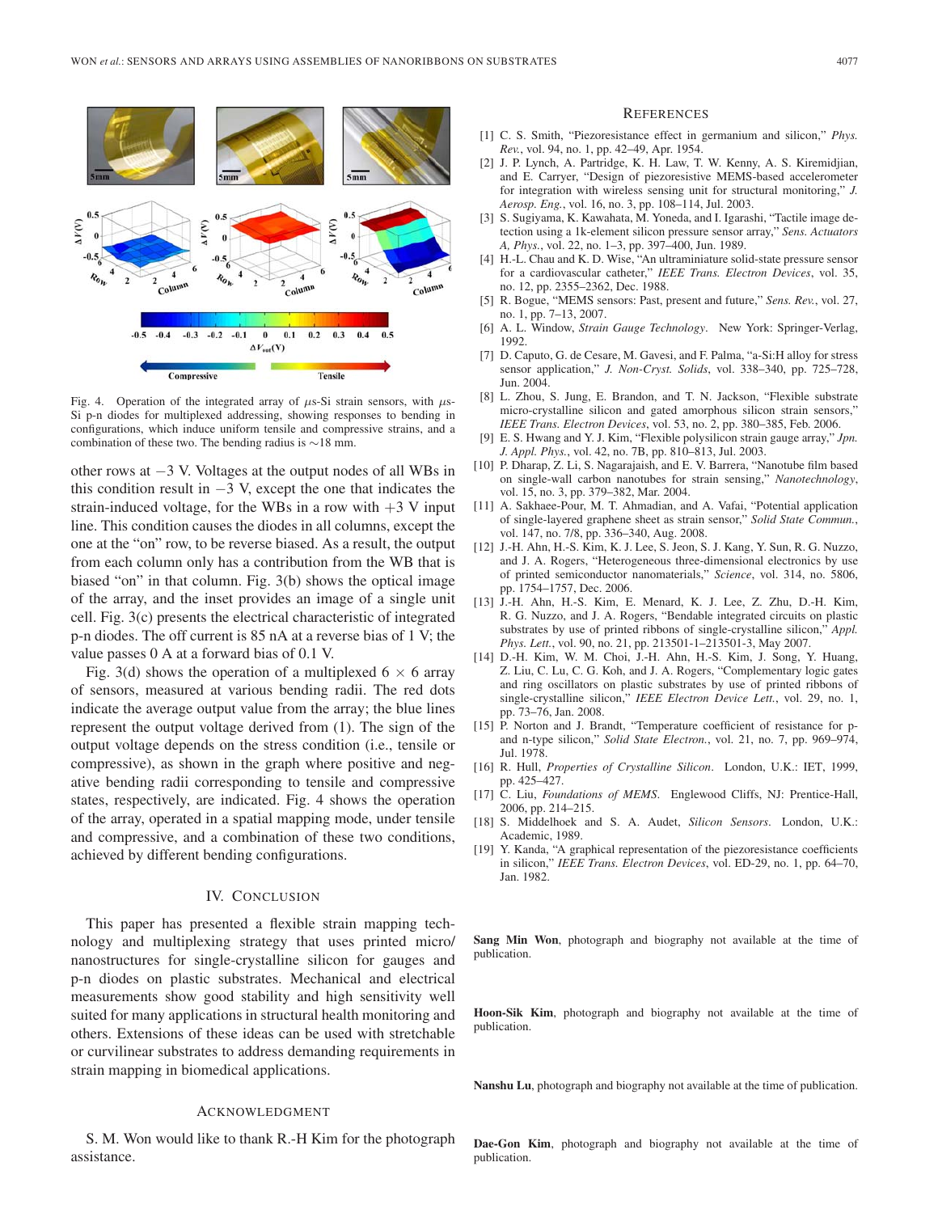Fig. 4. Operation of the integrated array of $\mu$s-Si strain sensors, with $\mu$s-Si p-n diodes for multiplexed addressing, showing responses to bending in configurations, which induce uniform tensile and compressive strains, and a combination of these two. The bending radius is $\sim$18 mm.

other rows at $-3$ V. Voltages at the output nodes of all WBs in this condition result in $-3$ V, except the one that indicates the strain-induced voltage, for the WBs in a row with $+3$ V input line. This condition causes the diodes in all columns, except the one at the "on" row, to be reverse biased. As a result, the output from each column only has a contribution from the WB that is biased "on" in that column. Fig. 3(b) shows the optical image of the array, and the inset provides an image of a single unit cell. Fig. 3(c) presents the electrical characteristic of integrated p-n diodes. The off current is 85 nA at a reverse bias of 1 V; the value passes 0 A at a forward bias of 0.1 V.

Fig. 3(d) shows the operation of a multiplexed $6 \times 6$ array of sensors, measured at various bending radii. The red dots indicate the average output value from the array; the blue lines represent the output voltage derived from (1). The sign of the output voltage depends on the stress condition (i.e., tensile or compressive), as shown in the graph where positive and negative bending radii corresponding to tensile and compressive states, respectively, are indicated. Fig. 4 shows the operation of the array, operated in a spatial mapping mode, under tensile and compressive, and a combination of these two conditions, achieved by different bending configurations.

## IV. Conclusion

This paper has presented a flexible strain mapping technology and multiplexing strategy that uses printed micro/nanostructures for single-crystalline silicon for gauges and p-n diodes on plastic substrates. Mechanical and electrical measurements show good stability and high sensitivity well suited for many applications in structural health monitoring and others. Extensions of these ideas can be used with stretchable or curvilinear substrates to address demanding requirements in strain mapping in biomedical applications.

## Acknowledgment

S. M. Won would like to thank R.-H Kim for the photograph assistance.

## References

[1] C. S. Smith, "Piezoresistance effect in germanium and silicon," *Phys. Rev.*, vol. 94, no. 1, pp. 42–49, Apr. 1954.

[2] J. P. Lynch, A. Partridge, K. H. Law, T. W. Kenny, A. S. Kiremidjian, and E. Carryer, "Design of piezoresistive MEMS-based accelerometer for integration with wireless sensing unit for structural monitoring," *J. Aerosp. Eng.*, vol. 16, no. 3, pp. 108–114, Jul. 2003.

[3] S. Sugiyama, K. Kawahata, M. Yoneda, and I. Igarashi, "Tactile image detection using a 1k-element silicon pressure sensor array," *Sens. Actuators A, Phys.*, vol. 22, no. 1–3, pp. 397–400, Jun. 1989.

[4] H.-L. Chau and K. D. Wise, "An ultraminiature solid-state pressure sensor for a cardiovascular catheter," *IEEE Trans. Electron Devices*, vol. 35, no. 12, pp. 2355–2362, Dec. 1988.

[5] R. Bogue, "MEMS sensors: Past, present and future," *Sens. Rev.*, vol. 27, no. 1, pp. 7–13, 2007.

[6] A. L. Window, *Strain Gauge Technology*. New York: Springer-Verlag, 1992.

[7] D. Caputo, G. de Cesare, M. Gavesi, and F. Palma, "a-Si:H alloy for stress sensor application," *J. Non-Cryst. Solids*, vol. 338–340, pp. 725–728, Jun. 2004.

[8] L. Zhou, S. Jung, E. Brandon, and T. N. Jackson, "Flexible substrate micro-crystalline silicon and gated amorphous silicon strain sensors," *IEEE Trans. Electron Devices*, vol. 53, no. 2, pp. 380–385, Feb. 2006.

[9] E. S. Hwang and Y. J. Kim, "Flexible polysilicon strain gauge array," *Jpn. J. Appl. Phys.*, vol. 42, no. 7B, pp. 810–813, Jul. 2003.

[10] P. Dharap, Z. Li, S. Nagarajaish, and E. V. Barrera, "Nanotube film based on single-wall carbon nanotubes for strain sensing," *Nanotechnology*, vol. 15, no. 3, pp. 379–382, Mar. 2004.

[11] A. Sakhaee-Pour, M. T. Ahmadian, and A. Vafai, "Potential application of single-layered graphene sheet as strain sensor," *Solid State Commun.*, vol. 147, no. 7/8, pp. 336–340, Aug. 2008.

[12] J.-H. Ahn, H.-S. Kim, K. J. Lee, S. Jeon, S. J. Kang, Y. Sun, R. G. Nuzzo, and J. A. Rogers, "Heterogeneous three-dimensional electronics by use of printed semiconductor nanomaterials," *Science*, vol. 314, no. 5806, pp. 1754–1757, Dec. 2006.

[13] J.-H. Ahn, H.-S. Kim, E. Menard, K. J. Lee, Z. Zhu, D.-H. Kim, R. G. Nuzzo, and J. A. Rogers, "Bendable integrated circuits on plastic substrates by use of printed ribbons of single-crystalline silicon," *Appl. Phys. Lett.*, vol. 90, no. 21, pp. 213501-1–213501-3, May 2007.

[14] D.-H. Kim, W. M. Choi, J.-H. Ahn, H.-S. Kim, J. Song, Y. Huang, Z. Liu, C. Lu, C. G. Koh, and J. A. Rogers, "Complementary logic gates and ring oscillators on plastic substrates by use of printed ribbons of single-crystalline silicon," *IEEE Electron Device Lett.*, vol. 29, no. 1, pp. 73–76, Jan. 2008.

[15] P. Norton and J. Brandt, "Temperature coefficient of resistance for p- and n-type silicon," *Solid State Electron.*, vol. 21, no. 7, pp. 969–974, Jul. 1978.

[16] R. Hull, *Properties of Crystalline Silicon*. London, U.K.: IET, 1999, pp. 425–427.

[17] C. Liu, *Foundations of MEMS*. Englewood Cliffs, NJ: Prentice-Hall, 2006, pp. 214–215.

[18] S. Middelhoek and S. A. Audet, *Silicon Sensors*. London, U.K.: Academic, 1989.

[19] Y. Kanda, "A graphical representation of the piezoresistance coefficients in silicon," *IEEE Trans. Electron Devices*, vol. ED-29, no. 1, pp. 64–70, Jan. 1982.

**Sang Min Won**, photograph and biography not available at the time of publication.

**Hoon-Sik Kim**, photograph and biography not available at the time of publication.

**Nanshu Lu**, photograph and biography not available at the time of publication.

**Dae-Gon Kim**, photograph and biography not available at the time of publication.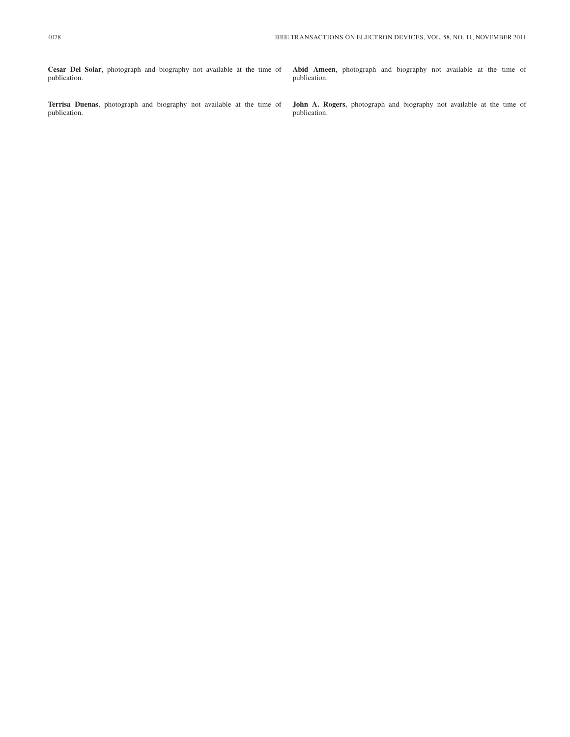**Cesar Del Solar**, photograph and biography not available at the time of publication.

**Terrisa Duenas**, photograph and biography not available at the time of publication.

**Abid Ameen**, photograph and biography not available at the time of publication.

**John A. Rogers**, photograph and biography not available at the time of publication.